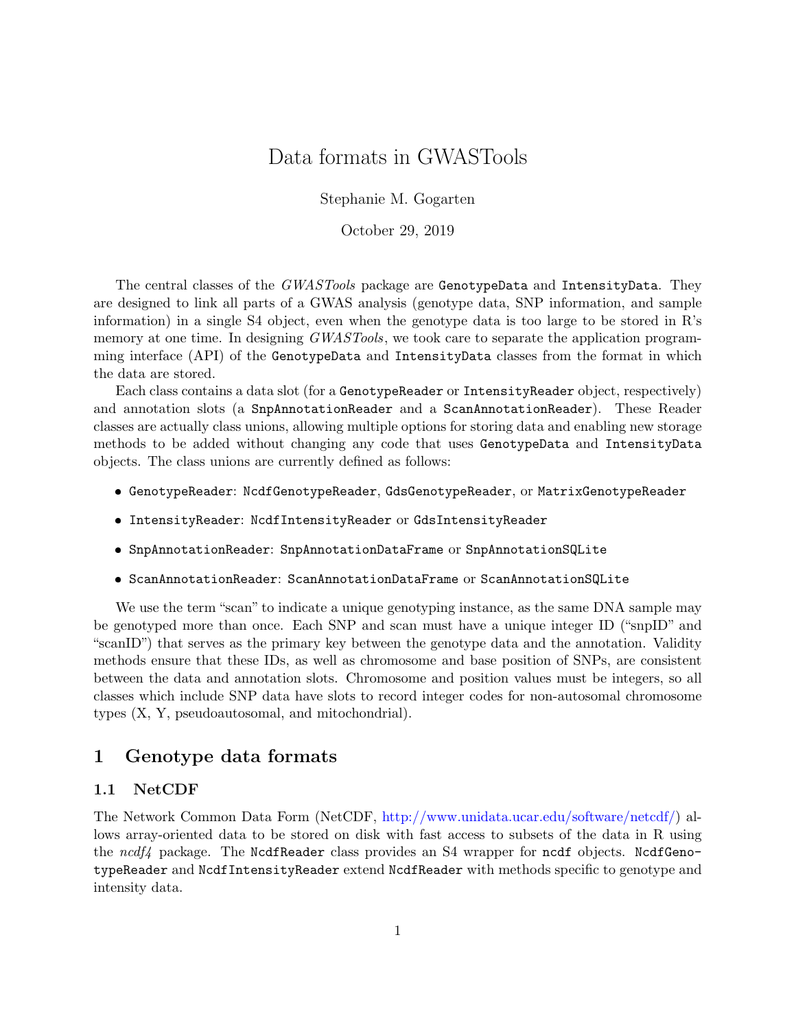# Data formats in GWASTools

Stephanie M. Gogarten

October 29, 2019

The central classes of the *GWASTools* package are `GenotypeData` and `IntensityData`. They are designed to link all parts of a GWAS analysis (genotype data, SNP information, and sample information) in a single S4 object, even when the genotype data is too large to be stored in R's memory at one time. In designing *GWASTools*, we took care to separate the application programming interface (API) of the `GenotypeData` and `IntensityData` classes from the format in which the data are stored.

Each class contains a data slot (for a `GenotypeReader` or `IntensityReader` object, respectively) and annotation slots (a `SnpAnnotationReader` and a `ScanAnnotationReader`). These Reader classes are actually class unions, allowing multiple options for storing data and enabling new storage methods to be added without changing any code that uses `GenotypeData` and `IntensityData` objects. The class unions are currently defined as follows:

- `GenotypeReader`: `NcdfGenotypeReader`, `GdsGenotypeReader`, or `MatrixGenotypeReader`
- `IntensityReader`: `NcdfIntensityReader` or `GdsIntensityReader`
- `SnpAnnotationReader`: `SnpAnnotationDataFrame` or `SnpAnnotationSQLite`
- `ScanAnnotationReader`: `ScanAnnotationDataFrame` or `ScanAnnotationSQLite`

We use the term "scan" to indicate a unique genotyping instance, as the same DNA sample may be genotyped more than once. Each SNP and scan must have a unique integer ID ("snpID" and "scanID") that serves as the primary key between the genotype data and the annotation. Validity methods ensure that these IDs, as well as chromosome and base position of SNPs, are consistent between the data and annotation slots. Chromosome and position values must be integers, so all classes which include SNP data have slots to record integer codes for non-autosomal chromosome types (X, Y, pseudoautosomal, and mitochondrial).

## 1 Genotype data formats

### 1.1 NetCDF

The Network Common Data Form (NetCDF, http://www.unidata.ucar.edu/software/netcdf/) allows array-oriented data to be stored on disk with fast access to subsets of the data in R using the *ncdf4* package. The `NcdfReader` class provides an S4 wrapper for `ncdf` objects. `NcdfGenotypeReader` and `NcdfIntensityReader` extend `NcdfReader` with methods specific to genotype and intensity data.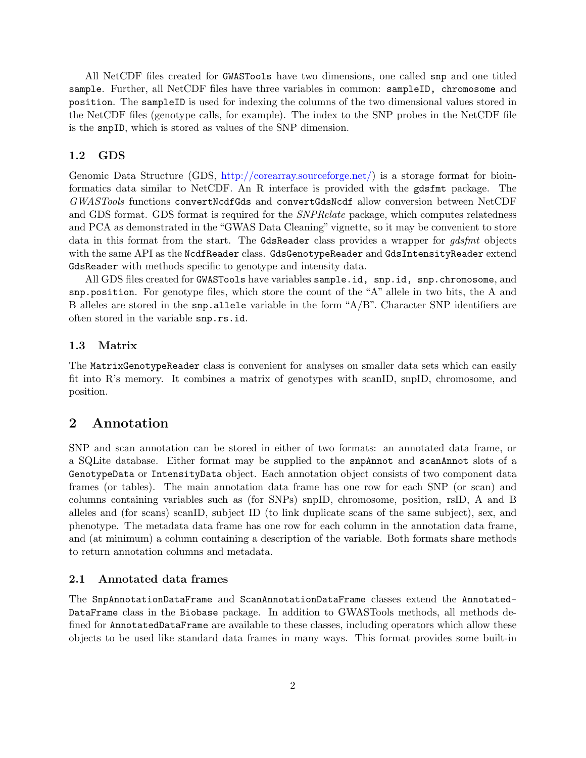All NetCDF files created for `GWASTools` have two dimensions, one called `snp` and one titled `sample`. Further, all NetCDF files have three variables in common: `sampleID, chromosome` and `position`. The `sampleID` is used for indexing the columns of the two dimensional values stored in the NetCDF files (genotype calls, for example). The index to the SNP probes in the NetCDF file is the `snpID`, which is stored as values of the SNP dimension.

### 1.2 GDS

Genomic Data Structure (GDS, http://corearray.sourceforge.net/) is a storage format for bioinformatics data similar to NetCDF. An R interface is provided with the `gdsfmt` package. The *GWASTools* functions `convertNcdfGds` and `convertGdsNcdf` allow conversion between NetCDF and GDS format. GDS format is required for the *SNPRelate* package, which computes relatedness and PCA as demonstrated in the "GWAS Data Cleaning" vignette, so it may be convenient to store data in this format from the start. The `GdsReader` class provides a wrapper for *gdsfmt* objects with the same API as the `NcdfReader` class. `GdsGenotypeReader` and `GdsIntensityReader` extend `GdsReader` with methods specific to genotype and intensity data.

All GDS files created for `GWASTools` have variables `sample.id, snp.id, snp.chromosome`, and `snp.position`. For genotype files, which store the count of the "A" allele in two bits, the A and B alleles are stored in the `snp.allele` variable in the form "A/B". Character SNP identifiers are often stored in the variable `snp.rs.id`.

### 1.3 Matrix

The `MatrixGenotypeReader` class is convenient for analyses on smaller data sets which can easily fit into R's memory. It combines a matrix of genotypes with scanID, snpID, chromosome, and position.

## 2 Annotation

SNP and scan annotation can be stored in either of two formats: an annotated data frame, or a SQLite database. Either format may be supplied to the `snpAnnot` and `scanAnnot` slots of a `GenotypeData` or `IntensityData` object. Each annotation object consists of two component data frames (or tables). The main annotation data frame has one row for each SNP (or scan) and columns containing variables such as (for SNPs) snpID, chromosome, position, rsID, A and B alleles and (for scans) scanID, subject ID (to link duplicate scans of the same subject), sex, and phenotype. The metadata data frame has one row for each column in the annotation data frame, and (at minimum) a column containing a description of the variable. Both formats share methods to return annotation columns and metadata.

### 2.1 Annotated data frames

The `SnpAnnotationDataFrame` and `ScanAnnotationDataFrame` classes extend the `AnnotatedDataFrame` class in the `Biobase` package. In addition to GWASTools methods, all methods defined for `AnnotatedDataFrame` are available to these classes, including operators which allow these objects to be used like standard data frames in many ways. This format provides some built-in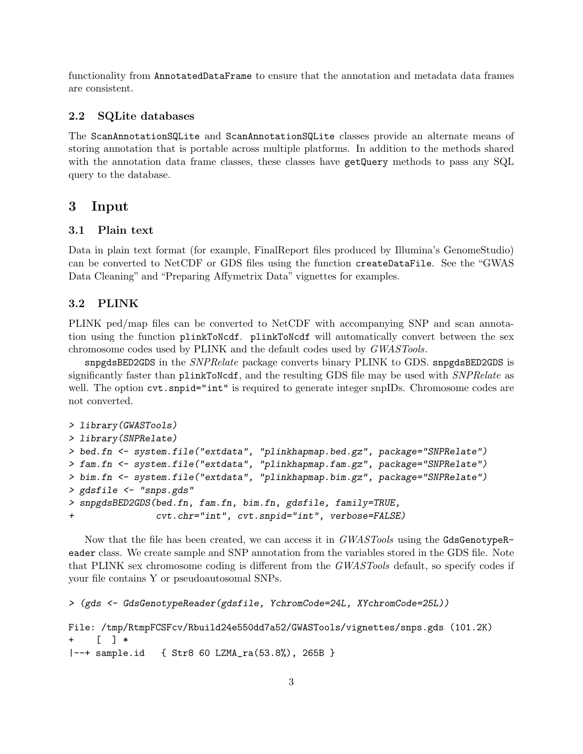functionality from AnnotatedDataFrame to ensure that the annotation and metadata data frames are consistent.

### 2.2 SQLite databases

The ScanAnnotationSQLite and ScanAnnotationSQLite classes provide an alternate means of storing annotation that is portable across multiple platforms. In addition to the methods shared with the annotation data frame classes, these classes have getQuery methods to pass any SQL query to the database.

## 3 Input

### 3.1 Plain text

Data in plain text format (for example, FinalReport files produced by Illumina's GenomeStudio) can be converted to NetCDF or GDS files using the function createDataFile. See the "GWAS Data Cleaning" and "Preparing Affymetrix Data" vignettes for examples.

### 3.2 PLINK

PLINK ped/map files can be converted to NetCDF with accompanying SNP and scan annotation using the function plinkToNcdf. plinkToNcdf will automatically convert between the sex chromosome codes used by PLINK and the default codes used by *GWASTools*.

snpgdsBED2GDS in the *SNPRelate* package converts binary PLINK to GDS. snpgdsBED2GDS is significantly faster than plinkToNcdf, and the resulting GDS file may be used with *SNPRelate* as well. The option cvt.snpid="int" is required to generate integer snpIDs. Chromosome codes are not converted.

```
> library(GWASTools)
> library(SNPRelate)
> bed.fn <- system.file("extdata", "plinkhapmap.bed.gz", package="SNPRelate")
> fam.fn <- system.file("extdata", "plinkhapmap.fam.gz", package="SNPRelate")
> bim.fn <- system.file("extdata", "plinkhapmap.bim.gz", package="SNPRelate")
> gdsfile <- "snps.gds"
> snpgdsBED2GDS(bed.fn, fam.fn, bim.fn, gdsfile, family=TRUE,
+               cvt.chr="int", cvt.snpid="int", verbose=FALSE)
```

Now that the file has been created, we can access it in *GWASTools* using the GdsGenotypeReader class. We create sample and SNP annotation from the variables stored in the GDS file. Note that PLINK sex chromosome coding is different from the *GWASTools* default, so specify codes if your file contains Y or pseudoautosomal SNPs.

```
> (gds <- GdsGenotypeReader(gdsfile, YchromCode=24L, XYchromCode=25L))

File: /tmp/RtmpFCSFcv/Rbuild24e550dd7a52/GWASTools/vignettes/snps.gds (101.2K)
+    [  ] *
|--+ sample.id   { Str8 60 LZMA_ra(53.8%), 265B }
```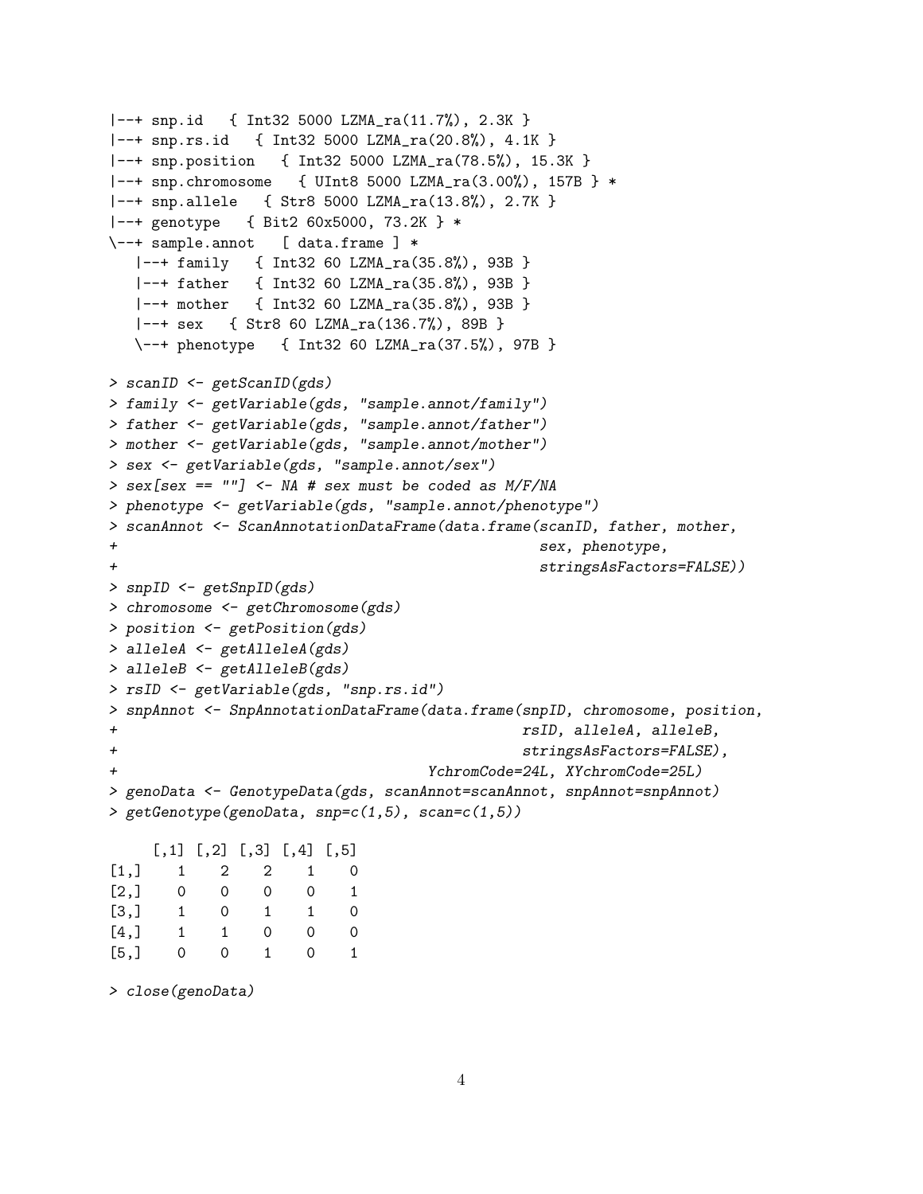```
|--+ snp.id   { Int32 5000 LZMA_ra(11.7%), 2.3K }
|--+ snp.rs.id   { Int32 5000 LZMA_ra(20.8%), 4.1K }
|--+ snp.position   { Int32 5000 LZMA_ra(78.5%), 15.3K }
|--+ snp.chromosome   { UInt8 5000 LZMA_ra(3.00%), 157B } *
|--+ snp.allele   { Str8 5000 LZMA_ra(13.8%), 2.7K }
|--+ genotype   { Bit2 60x5000, 73.2K } *
\--+ sample.annot   [ data.frame ] *
   |--+ family   { Int32 60 LZMA_ra(35.8%), 93B }
   |--+ father   { Int32 60 LZMA_ra(35.8%), 93B }
   |--+ mother   { Int32 60 LZMA_ra(35.8%), 93B }
   |--+ sex   { Str8 60 LZMA_ra(136.7%), 89B }
   \--+ phenotype   { Int32 60 LZMA_ra(37.5%), 97B }
```

```
> scanID <- getScanID(gds)
> family <- getVariable(gds, "sample.annot/family")
> father <- getVariable(gds, "sample.annot/father")
> mother <- getVariable(gds, "sample.annot/mother")
> sex <- getVariable(gds, "sample.annot/sex")
> sex[sex == ""] <- NA # sex must be coded as M/F/NA
> phenotype <- getVariable(gds, "sample.annot/phenotype")
> scanAnnot <- ScanAnnotationDataFrame(data.frame(scanID, father, mother,
+                                                 sex, phenotype,
+                                                 stringsAsFactors=FALSE))
> snpID <- getSnpID(gds)
> chromosome <- getChromosome(gds)
> position <- getPosition(gds)
> alleleA <- getAlleleA(gds)
> alleleB <- getAlleleB(gds)
> rsID <- getVariable(gds, "snp.rs.id")
> snpAnnot <- SnpAnnotationDataFrame(data.frame(snpID, chromosome, position,
+                                               rsID, alleleA, alleleB,
+                                               stringsAsFactors=FALSE),
+                                    YchromCode=24L, XYchromCode=25L)
> genoData <- GenotypeData(gds, scanAnnot=scanAnnot, snpAnnot=snpAnnot)
> getGenotype(genoData, snp=c(1,5), scan=c(1,5))
```

```
     [,1] [,2] [,3] [,4] [,5]
[1,]    1    2    2    1    0
[2,]    0    0    0    0    1
[3,]    1    0    1    1    0
[4,]    1    1    0    0    0
[5,]    0    0    1    0    1
```

```
> close(genoData)
```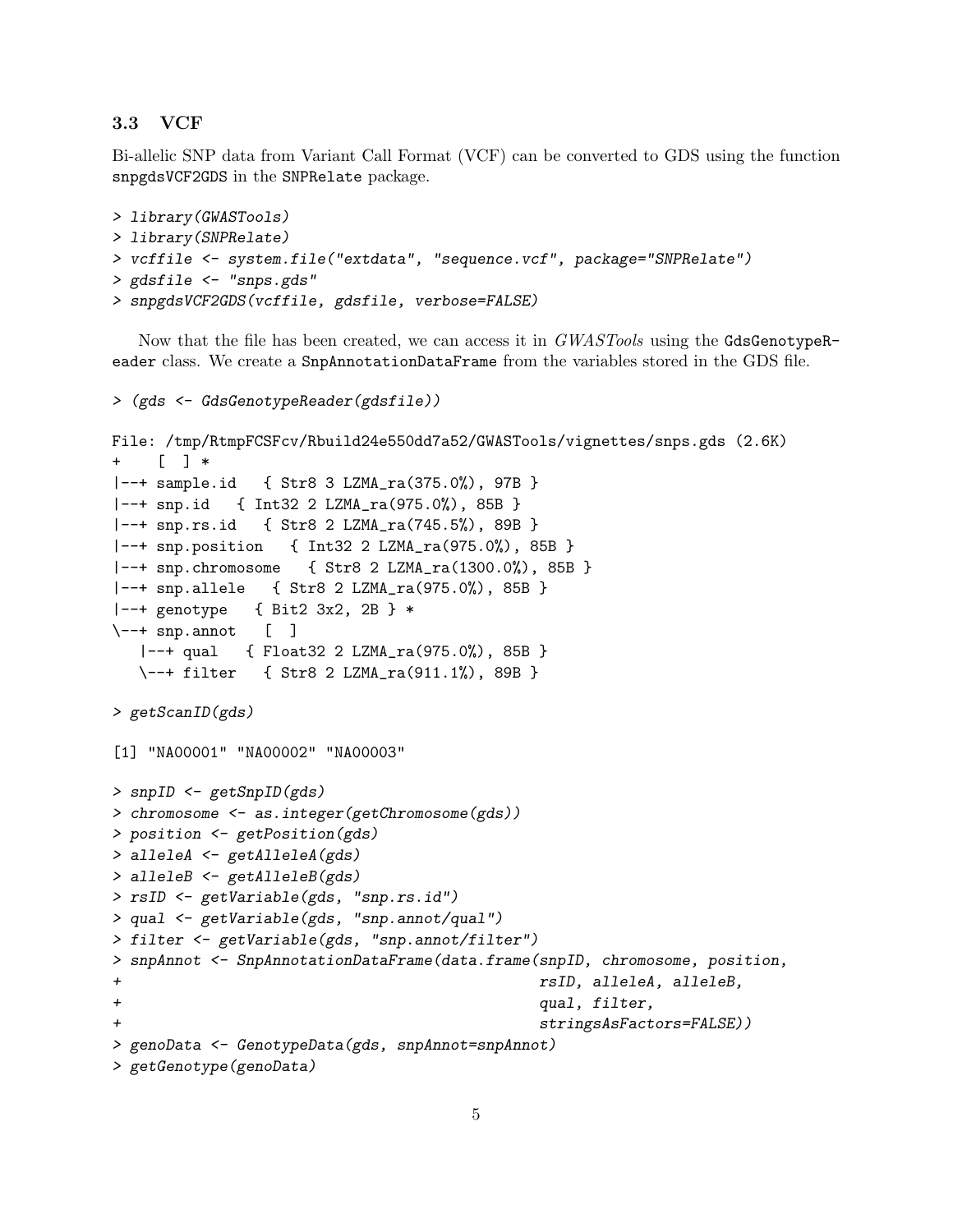### 3.3 VCF

Bi-allelic SNP data from Variant Call Format (VCF) can be converted to GDS using the function snpgdsVCF2GDS in the SNPRelate package.

```
> library(GWASTools)
> library(SNPRelate)
> vcffile <- system.file("extdata", "sequence.vcf", package="SNPRelate")
> gdsfile <- "snps.gds"
> snpgdsVCF2GDS(vcffile, gdsfile, verbose=FALSE)
```

Now that the file has been created, we can access it in *GWASTools* using the GdsGenotypeReader class. We create a SnpAnnotationDataFrame from the variables stored in the GDS file.

```
> (gds <- GdsGenotypeReader(gdsfile))

File: /tmp/RtmpFCSFcv/Rbuild24e550dd7a52/GWASTools/vignettes/snps.gds (2.6K)
+    [ ] *
|--+ sample.id   { Str8 3 LZMA_ra(375.0%), 97B }
|--+ snp.id   { Int32 2 LZMA_ra(975.0%), 85B }
|--+ snp.rs.id   { Str8 2 LZMA_ra(745.5%), 89B }
|--+ snp.position   { Int32 2 LZMA_ra(975.0%), 85B }
|--+ snp.chromosome   { Str8 2 LZMA_ra(1300.0%), 85B }
|--+ snp.allele   { Str8 2 LZMA_ra(975.0%), 85B }
|--+ genotype   { Bit2 3x2, 2B } *
\--+ snp.annot   [  ]
   |--+ qual   { Float32 2 LZMA_ra(975.0%), 85B }
   \--+ filter   { Str8 2 LZMA_ra(911.1%), 89B }

> getScanID(gds)

[1] "NA00001" "NA00002" "NA00003"

> snpID <- getSnpID(gds)
> chromosome <- as.integer(getChromosome(gds))
> position <- getPosition(gds)
> alleleA <- getAlleleA(gds)
> alleleB <- getAlleleB(gds)
> rsID <- getVariable(gds, "snp.rs.id")
> qual <- getVariable(gds, "snp.annot/qual")
> filter <- getVariable(gds, "snp.annot/filter")
> snpAnnot <- SnpAnnotationDataFrame(data.frame(snpID, chromosome, position,
+                                               rsID, alleleA, alleleB,
+                                               qual, filter,
+                                               stringsAsFactors=FALSE))
> genoData <- GenotypeData(gds, snpAnnot=snpAnnot)
> getGenotype(genoData)
```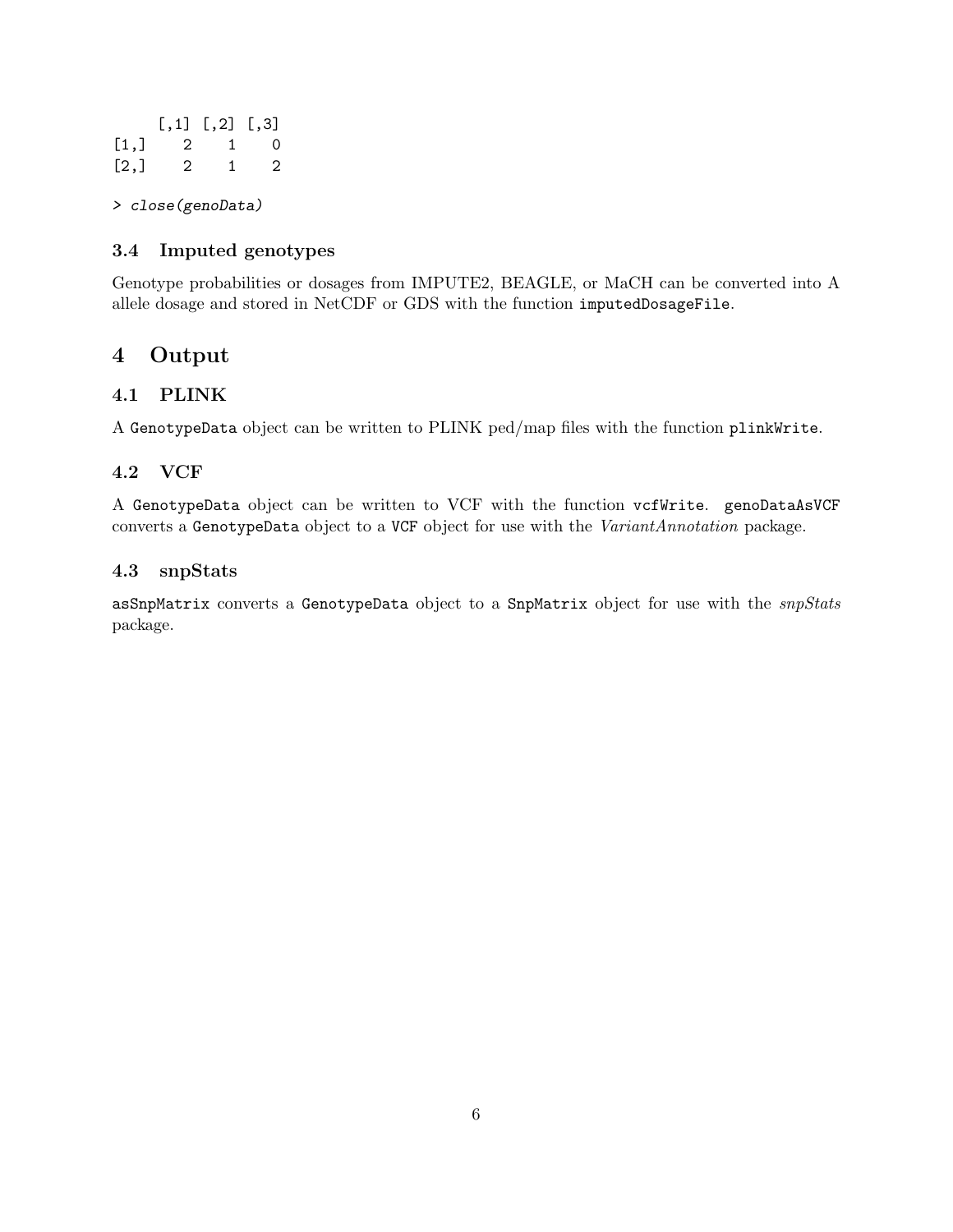```
     [,1] [,2] [,3]
[1,]    2    1    0
[2,]    2    1    2
```

```
> close(genoData)
```

### 3.4 Imputed genotypes

Genotype probabilities or dosages from IMPUTE2, BEAGLE, or MaCH can be converted into A allele dosage and stored in NetCDF or GDS with the function `imputedDosageFile`.

## 4 Output

### 4.1 PLINK

A `GenotypeData` object can be written to PLINK ped/map files with the function `plinkWrite`.

### 4.2 VCF

A `GenotypeData` object can be written to VCF with the function `vcfWrite`. `genoDataAsVCF` converts a `GenotypeData` object to a `VCF` object for use with the *VariantAnnotation* package.

### 4.3 snpStats

`asSnpMatrix` converts a `GenotypeData` object to a `SnpMatrix` object for use with the *snpStats* package.